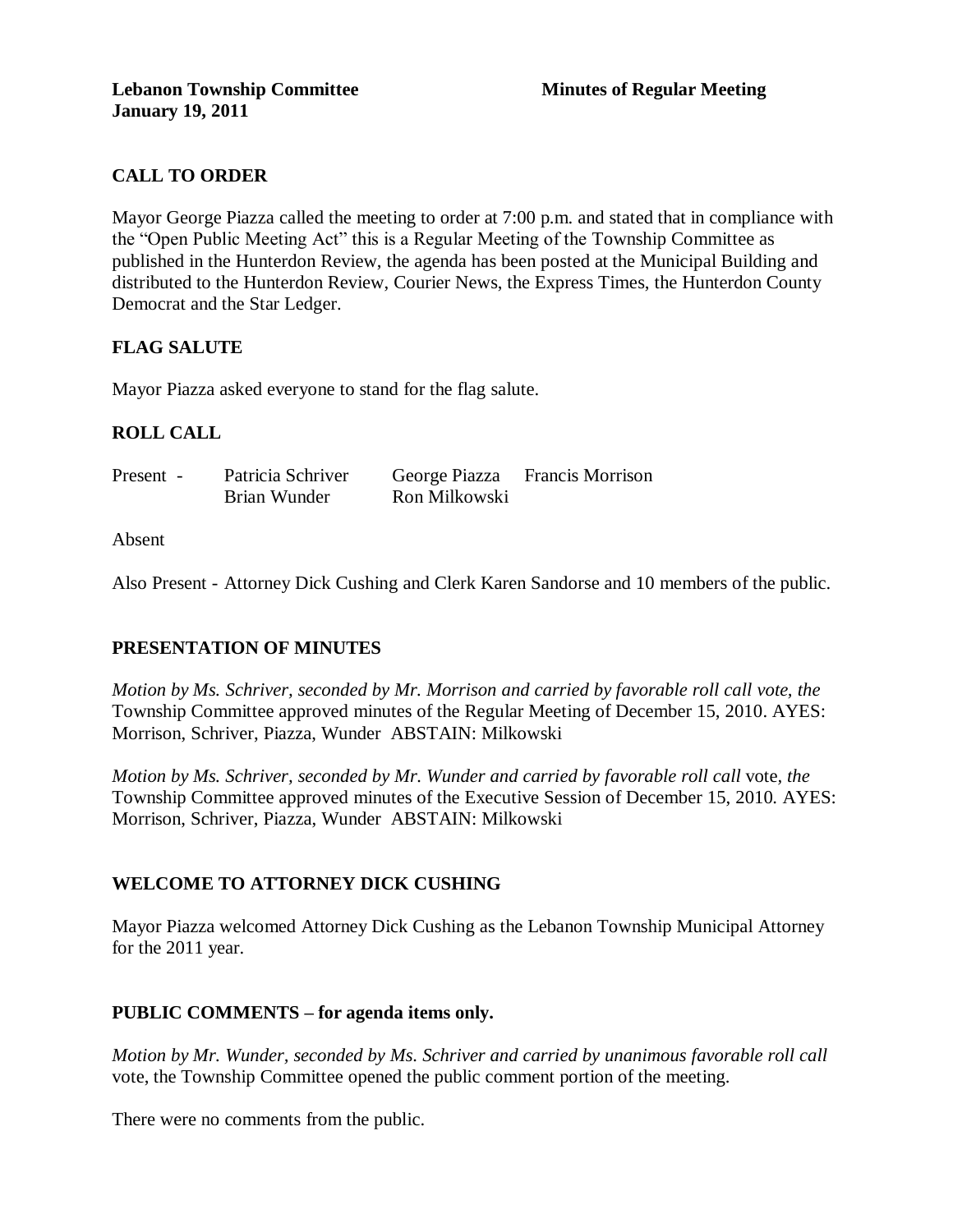**Lebanon Township Committee** **Minutes of Regular Meeting**
**January 19, 2011**

## CALL TO ORDER

Mayor George Piazza called the meeting to order at 7:00 p.m. and stated that in compliance with the "Open Public Meeting Act" this is a Regular Meeting of the Township Committee as published in the Hunterdon Review, the agenda has been posted at the Municipal Building and distributed to the Hunterdon Review, Courier News, the Express Times, the Hunterdon County Democrat and the Star Ledger.

## FLAG SALUTE

Mayor Piazza asked everyone to stand for the flag salute.

## ROLL CALL

| Present - | Patricia Schriver | George Piazza | Francis Morrison |
|---|---|---|---|
| | Brian Wunder | Ron Milkowski | |

Absent

Also Present - Attorney Dick Cushing and Clerk Karen Sandorse and 10 members of the public.

## PRESENTATION OF MINUTES

*Motion by Ms. Schriver, seconded by Mr. Morrison and carried by favorable roll call vote, the* Township Committee approved minutes of the Regular Meeting of December 15, 2010. AYES: Morrison, Schriver, Piazza, Wunder ABSTAIN: Milkowski

*Motion by Ms. Schriver, seconded by Mr. Wunder and carried by favorable roll call* vote, *the* Township Committee approved minutes of the Executive Session of December 15, 2010. AYES: Morrison, Schriver, Piazza, Wunder ABSTAIN: Milkowski

## WELCOME TO ATTORNEY DICK CUSHING

Mayor Piazza welcomed Attorney Dick Cushing as the Lebanon Township Municipal Attorney for the 2011 year.

## PUBLIC COMMENTS – for agenda items only.

*Motion by Mr. Wunder, seconded by Ms. Schriver and carried by unanimous favorable roll call* vote, the Township Committee opened the public comment portion of the meeting.

There were no comments from the public.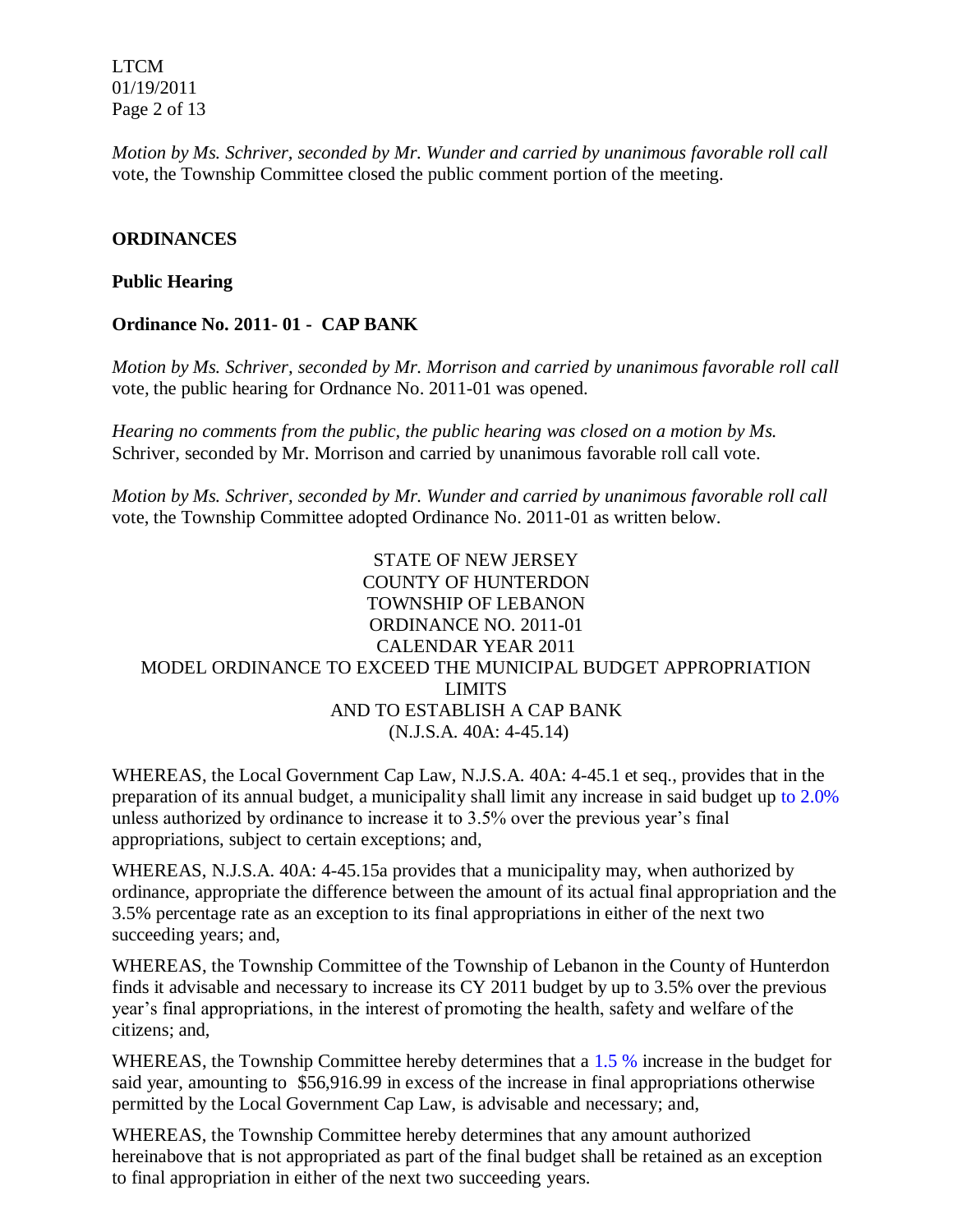*Motion by Ms. Schriver, seconded by Mr. Wunder and carried by unanimous favorable roll call* vote, the Township Committee closed the public comment portion of the meeting.

**ORDINANCES**

**Public Hearing**

**Ordinance No. 2011- 01 - CAP BANK**

*Motion by Ms. Schriver, seconded by Mr. Morrison and carried by unanimous favorable roll call* vote, the public hearing for Ordnance No. 2011-01 was opened.

*Hearing no comments from the public, the public hearing was closed on a motion by Ms.* Schriver, seconded by Mr. Morrison and carried by unanimous favorable roll call vote.

*Motion by Ms. Schriver, seconded by Mr. Wunder and carried by unanimous favorable roll call* vote, the Township Committee adopted Ordinance No. 2011-01 as written below.

STATE OF NEW JERSEY
COUNTY OF HUNTERDON
TOWNSHIP OF LEBANON
ORDINANCE NO. 2011-01
CALENDAR YEAR 2011
MODEL ORDINANCE TO EXCEED THE MUNICIPAL BUDGET APPROPRIATION LIMITS
AND TO ESTABLISH A CAP BANK
(N.J.S.A. 40A: 4-45.14)

WHEREAS, the Local Government Cap Law, N.J.S.A. 40A: 4-45.1 et seq., provides that in the preparation of its annual budget, a municipality shall limit any increase in said budget up to 2.0% unless authorized by ordinance to increase it to 3.5% over the previous year's final appropriations, subject to certain exceptions; and,

WHEREAS, N.J.S.A. 40A: 4-45.15a provides that a municipality may, when authorized by ordinance, appropriate the difference between the amount of its actual final appropriation and the 3.5% percentage rate as an exception to its final appropriations in either of the next two succeeding years; and,

WHEREAS, the Township Committee of the Township of Lebanon in the County of Hunterdon finds it advisable and necessary to increase its CY 2011 budget by up to 3.5% over the previous year's final appropriations, in the interest of promoting the health, safety and welfare of the citizens; and,

WHEREAS, the Township Committee hereby determines that a 1.5 % increase in the budget for said year, amounting to $56,916.99 in excess of the increase in final appropriations otherwise permitted by the Local Government Cap Law, is advisable and necessary; and,

WHEREAS, the Township Committee hereby determines that any amount authorized hereinabove that is not appropriated as part of the final budget shall be retained as an exception to final appropriation in either of the next two succeeding years.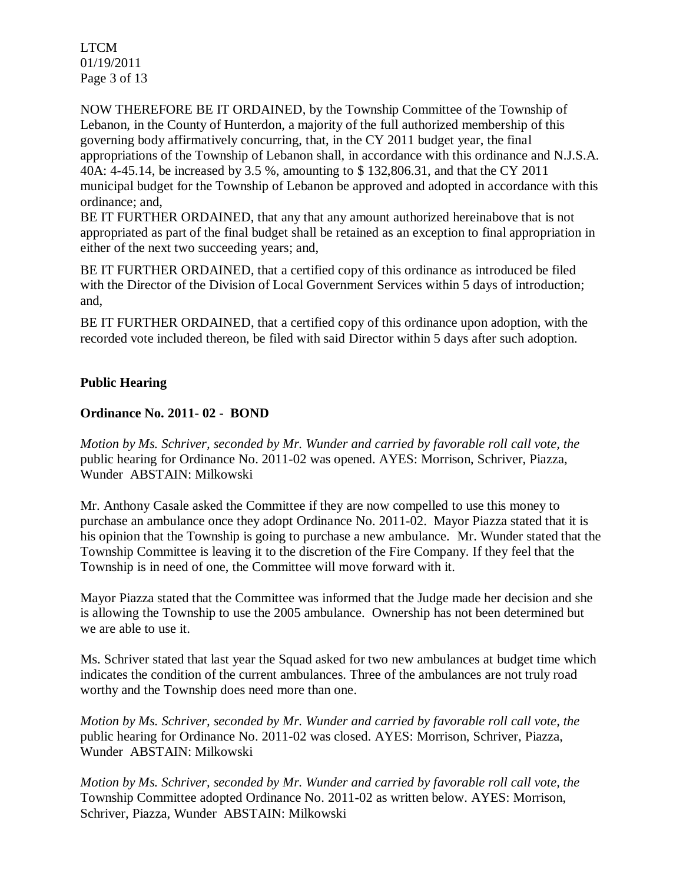NOW THEREFORE BE IT ORDAINED, by the Township Committee of the Township of Lebanon, in the County of Hunterdon, a majority of the full authorized membership of this governing body affirmatively concurring, that, in the CY 2011 budget year, the final appropriations of the Township of Lebanon shall, in accordance with this ordinance and N.J.S.A. 40A: 4-45.14, be increased by 3.5 %, amounting to $ 132,806.31, and that the CY 2011 municipal budget for the Township of Lebanon be approved and adopted in accordance with this ordinance; and,

BE IT FURTHER ORDAINED, that any that any amount authorized hereinabove that is not appropriated as part of the final budget shall be retained as an exception to final appropriation in either of the next two succeeding years; and,

BE IT FURTHER ORDAINED, that a certified copy of this ordinance as introduced be filed with the Director of the Division of Local Government Services within 5 days of introduction; and,

BE IT FURTHER ORDAINED, that a certified copy of this ordinance upon adoption, with the recorded vote included thereon, be filed with said Director within 5 days after such adoption.

**Public Hearing**

**Ordinance No. 2011- 02 - BOND**

*Motion by Ms. Schriver, seconded by Mr. Wunder and carried by favorable roll call vote, the* public hearing for Ordinance No. 2011-02 was opened. AYES: Morrison, Schriver, Piazza, Wunder ABSTAIN: Milkowski

Mr. Anthony Casale asked the Committee if they are now compelled to use this money to purchase an ambulance once they adopt Ordinance No. 2011-02. Mayor Piazza stated that it is his opinion that the Township is going to purchase a new ambulance. Mr. Wunder stated that the Township Committee is leaving it to the discretion of the Fire Company. If they feel that the Township is in need of one, the Committee will move forward with it.

Mayor Piazza stated that the Committee was informed that the Judge made her decision and she is allowing the Township to use the 2005 ambulance. Ownership has not been determined but we are able to use it.

Ms. Schriver stated that last year the Squad asked for two new ambulances at budget time which indicates the condition of the current ambulances. Three of the ambulances are not truly road worthy and the Township does need more than one.

*Motion by Ms. Schriver, seconded by Mr. Wunder and carried by favorable roll call vote, the* public hearing for Ordinance No. 2011-02 was closed. AYES: Morrison, Schriver, Piazza, Wunder ABSTAIN: Milkowski

*Motion by Ms. Schriver, seconded by Mr. Wunder and carried by favorable roll call vote, the* Township Committee adopted Ordinance No. 2011-02 as written below. AYES: Morrison, Schriver, Piazza, Wunder ABSTAIN: Milkowski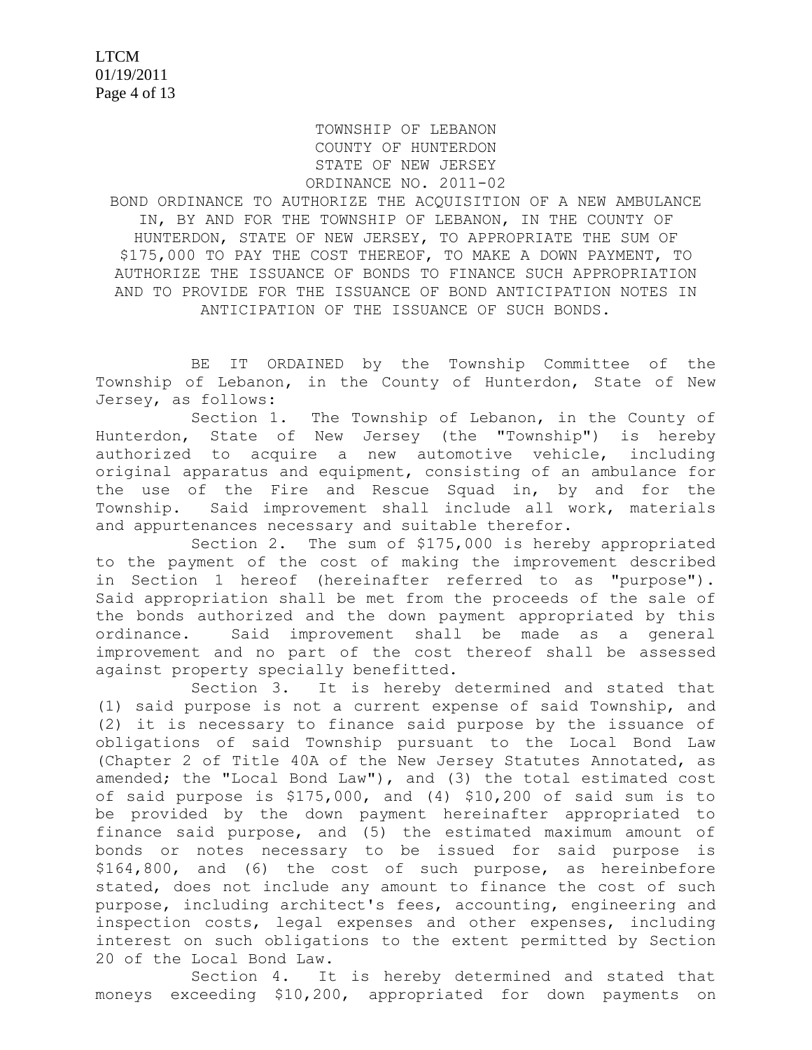TOWNSHIP OF LEBANON
COUNTY OF HUNTERDON
STATE OF NEW JERSEY
ORDINANCE NO. 2011-02

BOND ORDINANCE TO AUTHORIZE THE ACQUISITION OF A NEW AMBULANCE IN, BY AND FOR THE TOWNSHIP OF LEBANON, IN THE COUNTY OF HUNTERDON, STATE OF NEW JERSEY, TO APPROPRIATE THE SUM OF $175,000 TO PAY THE COST THEREOF, TO MAKE A DOWN PAYMENT, TO AUTHORIZE THE ISSUANCE OF BONDS TO FINANCE SUCH APPROPRIATION AND TO PROVIDE FOR THE ISSUANCE OF BOND ANTICIPATION NOTES IN ANTICIPATION OF THE ISSUANCE OF SUCH BONDS.

BE IT ORDAINED by the Township Committee of the Township of Lebanon, in the County of Hunterdon, State of New Jersey, as follows:

Section 1. The Township of Lebanon, in the County of Hunterdon, State of New Jersey (the "Township") is hereby authorized to acquire a new automotive vehicle, including original apparatus and equipment, consisting of an ambulance for the use of the Fire and Rescue Squad in, by and for the Township. Said improvement shall include all work, materials and appurtenances necessary and suitable therefor.

Section 2. The sum of $175,000 is hereby appropriated to the payment of the cost of making the improvement described in Section 1 hereof (hereinafter referred to as "purpose"). Said appropriation shall be met from the proceeds of the sale of the bonds authorized and the down payment appropriated by this ordinance. Said improvement shall be made as a general improvement and no part of the cost thereof shall be assessed against property specially benefitted.

Section 3. It is hereby determined and stated that (1) said purpose is not a current expense of said Township, and (2) it is necessary to finance said purpose by the issuance of obligations of said Township pursuant to the Local Bond Law (Chapter 2 of Title 40A of the New Jersey Statutes Annotated, as amended; the "Local Bond Law"), and (3) the total estimated cost of said purpose is $175,000, and (4) $10,200 of said sum is to be provided by the down payment hereinafter appropriated to finance said purpose, and (5) the estimated maximum amount of bonds or notes necessary to be issued for said purpose is $164,800, and (6) the cost of such purpose, as hereinbefore stated, does not include any amount to finance the cost of such purpose, including architect's fees, accounting, engineering and inspection costs, legal expenses and other expenses, including interest on such obligations to the extent permitted by Section 20 of the Local Bond Law.

Section 4. It is hereby determined and stated that moneys exceeding $10,200, appropriated for down payments on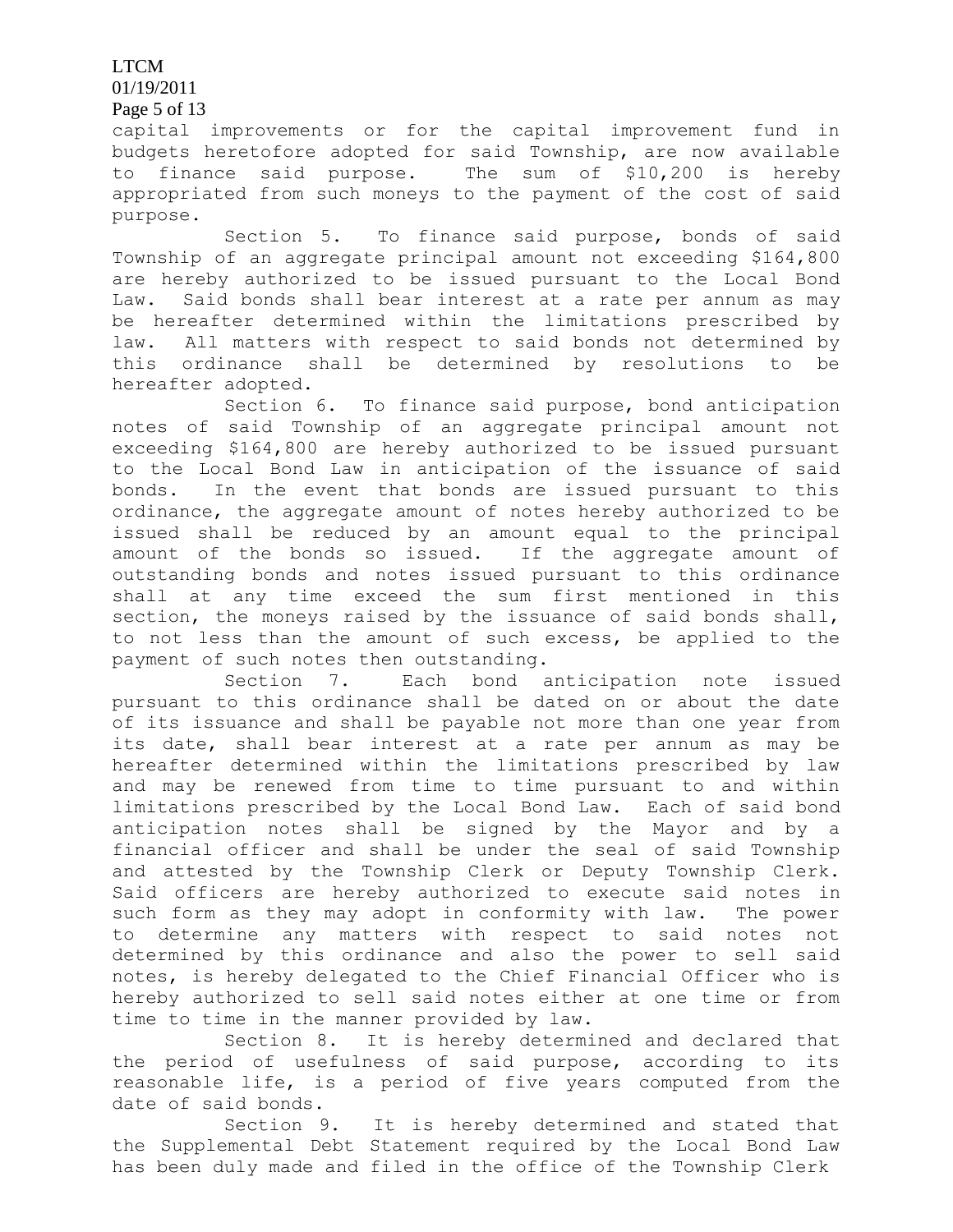capital improvements or for the capital improvement fund in budgets heretofore adopted for said Township, are now available to finance said purpose. The sum of $10,200 is hereby appropriated from such moneys to the payment of the cost of said purpose.

Section 5. To finance said purpose, bonds of said Township of an aggregate principal amount not exceeding $164,800 are hereby authorized to be issued pursuant to the Local Bond Law. Said bonds shall bear interest at a rate per annum as may be hereafter determined within the limitations prescribed by law. All matters with respect to said bonds not determined by this ordinance shall be determined by resolutions to be hereafter adopted.

Section 6. To finance said purpose, bond anticipation notes of said Township of an aggregate principal amount not exceeding $164,800 are hereby authorized to be issued pursuant to the Local Bond Law in anticipation of the issuance of said bonds. In the event that bonds are issued pursuant to this ordinance, the aggregate amount of notes hereby authorized to be issued shall be reduced by an amount equal to the principal amount of the bonds so issued. If the aggregate amount of outstanding bonds and notes issued pursuant to this ordinance shall at any time exceed the sum first mentioned in this section, the moneys raised by the issuance of said bonds shall, to not less than the amount of such excess, be applied to the payment of such notes then outstanding.

Section 7. Each bond anticipation note issued pursuant to this ordinance shall be dated on or about the date of its issuance and shall be payable not more than one year from its date, shall bear interest at a rate per annum as may be hereafter determined within the limitations prescribed by law and may be renewed from time to time pursuant to and within limitations prescribed by the Local Bond Law. Each of said bond anticipation notes shall be signed by the Mayor and by a financial officer and shall be under the seal of said Township and attested by the Township Clerk or Deputy Township Clerk. Said officers are hereby authorized to execute said notes in such form as they may adopt in conformity with law. The power to determine any matters with respect to said notes not determined by this ordinance and also the power to sell said notes, is hereby delegated to the Chief Financial Officer who is hereby authorized to sell said notes either at one time or from time to time in the manner provided by law.

Section 8. It is hereby determined and declared that the period of usefulness of said purpose, according to its reasonable life, is a period of five years computed from the date of said bonds.

Section 9. It is hereby determined and stated that the Supplemental Debt Statement required by the Local Bond Law has been duly made and filed in the office of the Township Clerk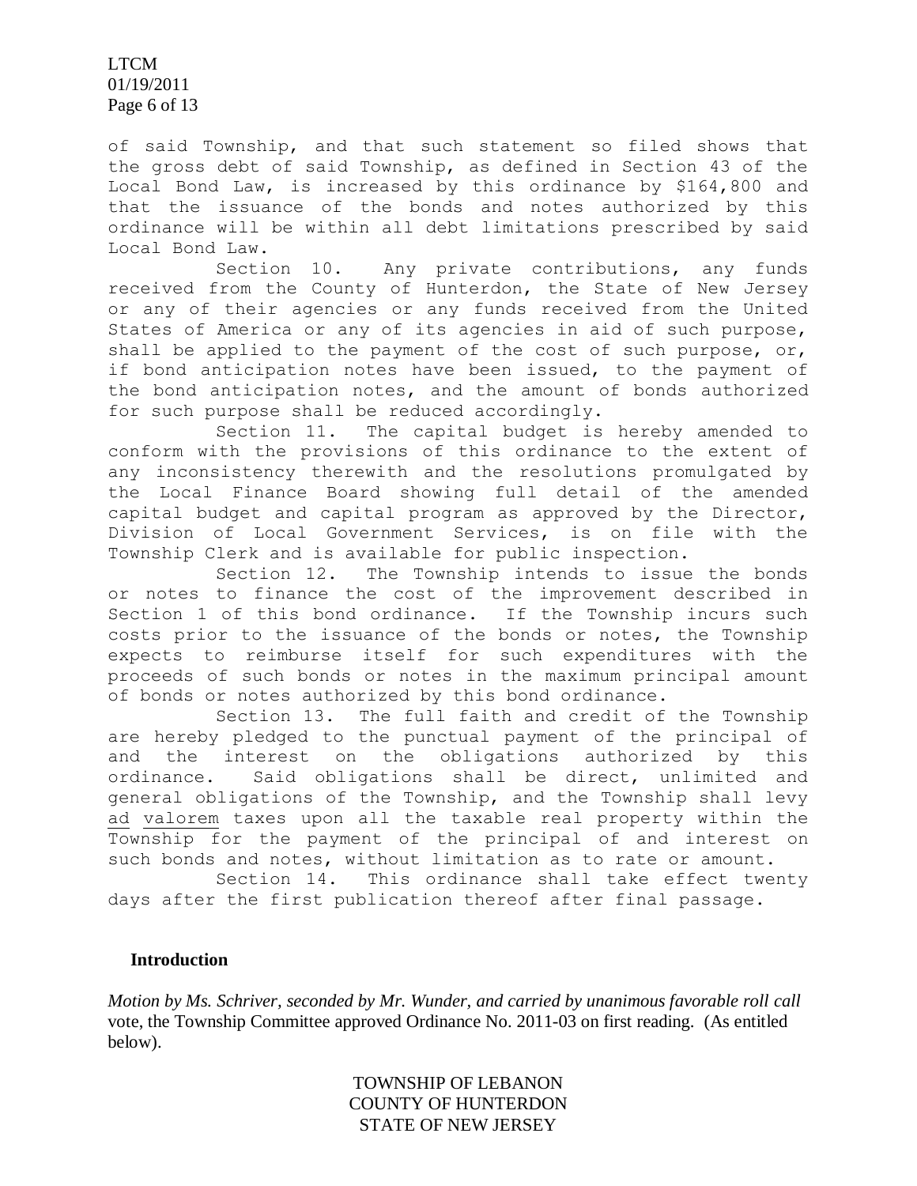of said Township, and that such statement so filed shows that the gross debt of said Township, as defined in Section 43 of the Local Bond Law, is increased by this ordinance by $164,800 and that the issuance of the bonds and notes authorized by this ordinance will be within all debt limitations prescribed by said Local Bond Law.

Section 10. Any private contributions, any funds received from the County of Hunterdon, the State of New Jersey or any of their agencies or any funds received from the United States of America or any of its agencies in aid of such purpose, shall be applied to the payment of the cost of such purpose, or, if bond anticipation notes have been issued, to the payment of the bond anticipation notes, and the amount of bonds authorized for such purpose shall be reduced accordingly.

Section 11. The capital budget is hereby amended to conform with the provisions of this ordinance to the extent of any inconsistency therewith and the resolutions promulgated by the Local Finance Board showing full detail of the amended capital budget and capital program as approved by the Director, Division of Local Government Services, is on file with the Township Clerk and is available for public inspection.

Section 12. The Township intends to issue the bonds or notes to finance the cost of the improvement described in Section 1 of this bond ordinance. If the Township incurs such costs prior to the issuance of the bonds or notes, the Township expects to reimburse itself for such expenditures with the proceeds of such bonds or notes in the maximum principal amount of bonds or notes authorized by this bond ordinance.

Section 13. The full faith and credit of the Township are hereby pledged to the punctual payment of the principal of and the interest on the obligations authorized by this ordinance. Said obligations shall be direct, unlimited and general obligations of the Township, and the Township shall levy ad valorem taxes upon all the taxable real property within the Township for the payment of the principal of and interest on such bonds and notes, without limitation as to rate or amount.

Section 14. This ordinance shall take effect twenty days after the first publication thereof after final passage.

**Introduction**

*Motion by Ms. Schriver, seconded by Mr. Wunder, and carried by unanimous favorable roll call* vote, the Township Committee approved Ordinance No. 2011-03 on first reading. (As entitled below).

TOWNSHIP OF LEBANON
COUNTY OF HUNTERDON
STATE OF NEW JERSEY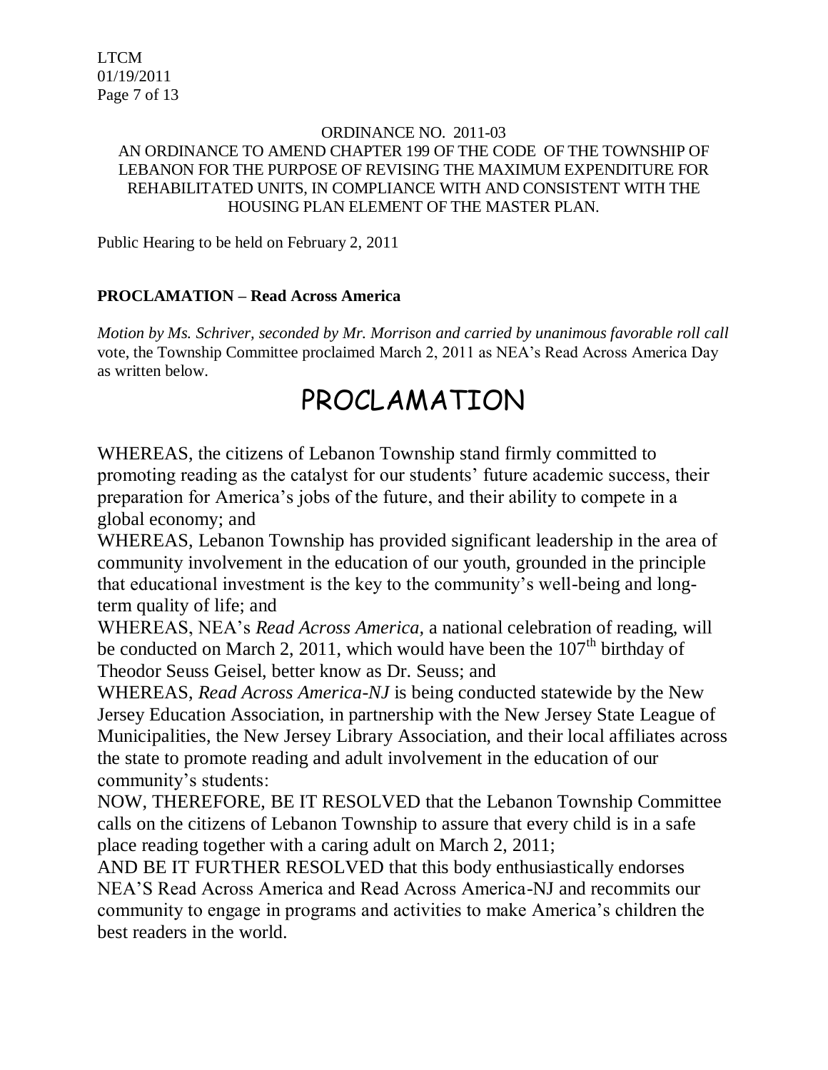ORDINANCE NO. 2011-03

AN ORDINANCE TO AMEND CHAPTER 199 OF THE CODE OF THE TOWNSHIP OF LEBANON FOR THE PURPOSE OF REVISING THE MAXIMUM EXPENDITURE FOR REHABILITATED UNITS, IN COMPLIANCE WITH AND CONSISTENT WITH THE HOUSING PLAN ELEMENT OF THE MASTER PLAN.

Public Hearing to be held on February 2, 2011

**PROCLAMATION – Read Across America**

*Motion by Ms. Schriver, seconded by Mr. Morrison and carried by unanimous favorable roll call* vote, the Township Committee proclaimed March 2, 2011 as NEA's Read Across America Day as written below.

# PROCLAMATION

WHEREAS, the citizens of Lebanon Township stand firmly committed to promoting reading as the catalyst for our students' future academic success, their preparation for America's jobs of the future, and their ability to compete in a global economy; and

WHEREAS, Lebanon Township has provided significant leadership in the area of community involvement in the education of our youth, grounded in the principle that educational investment is the key to the community's well-being and long-term quality of life; and

WHEREAS, NEA's *Read Across America,* a national celebration of reading, will be conducted on March 2, 2011, which would have been the 107th birthday of Theodor Seuss Geisel, better know as Dr. Seuss; and

WHEREAS, *Read Across America-NJ* is being conducted statewide by the New Jersey Education Association, in partnership with the New Jersey State League of Municipalities, the New Jersey Library Association, and their local affiliates across the state to promote reading and adult involvement in the education of our community's students:

NOW, THEREFORE, BE IT RESOLVED that the Lebanon Township Committee calls on the citizens of Lebanon Township to assure that every child is in a safe place reading together with a caring adult on March 2, 2011;

AND BE IT FURTHER RESOLVED that this body enthusiastically endorses NEA'S Read Across America and Read Across America-NJ and recommits our community to engage in programs and activities to make America's children the best readers in the world.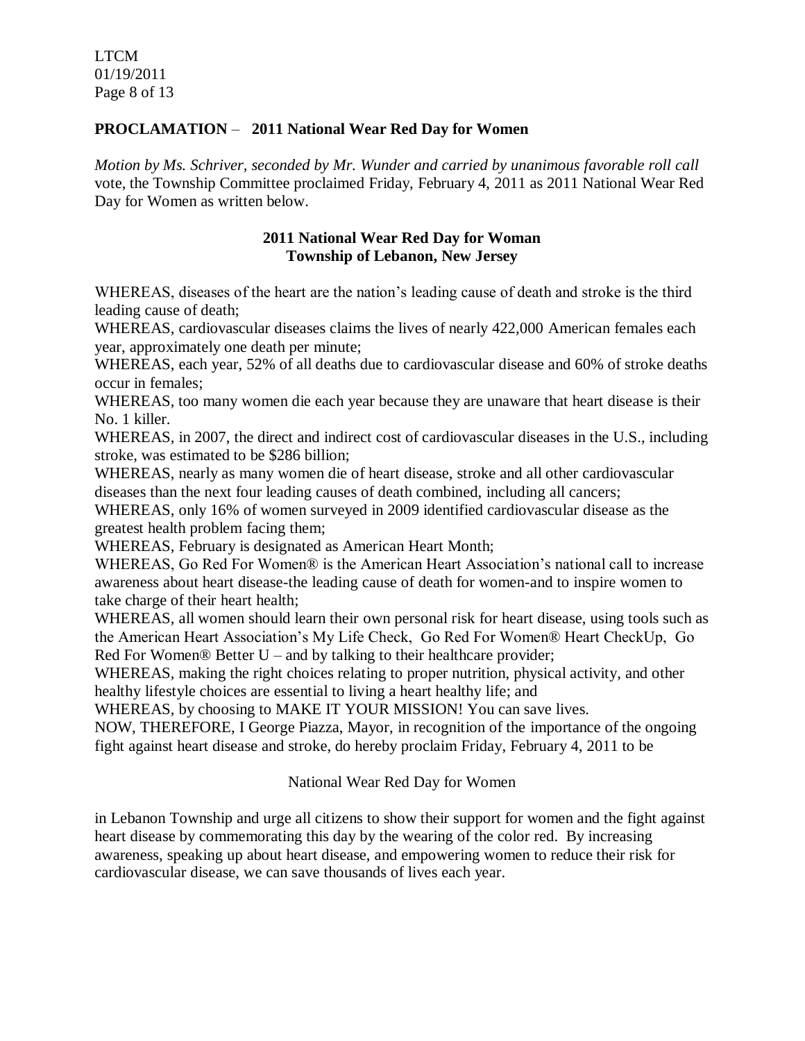**PROCLAMATION** – **2011 National Wear Red Day for Women**

*Motion by Ms. Schriver, seconded by Mr. Wunder and carried by unanimous favorable roll call* vote, the Township Committee proclaimed Friday, February 4, 2011 as 2011 National Wear Red Day for Women as written below.

**2011 National Wear Red Day for Woman**
**Township of Lebanon, New Jersey**

WHEREAS, diseases of the heart are the nation's leading cause of death and stroke is the third leading cause of death;

WHEREAS, cardiovascular diseases claims the lives of nearly 422,000 American females each year, approximately one death per minute;

WHEREAS, each year, 52% of all deaths due to cardiovascular disease and 60% of stroke deaths occur in females;

WHEREAS, too many women die each year because they are unaware that heart disease is their No. 1 killer.

WHEREAS, in 2007, the direct and indirect cost of cardiovascular diseases in the U.S., including stroke, was estimated to be $286 billion;

WHEREAS, nearly as many women die of heart disease, stroke and all other cardiovascular diseases than the next four leading causes of death combined, including all cancers;

WHEREAS, only 16% of women surveyed in 2009 identified cardiovascular disease as the greatest health problem facing them;

WHEREAS, February is designated as American Heart Month;

WHEREAS, Go Red For Women® is the American Heart Association's national call to increase awareness about heart disease-the leading cause of death for women-and to inspire women to take charge of their heart health;

WHEREAS, all women should learn their own personal risk for heart disease, using tools such as the American Heart Association's My Life Check, Go Red For Women® Heart CheckUp, Go Red For Women® Better U – and by talking to their healthcare provider;

WHEREAS, making the right choices relating to proper nutrition, physical activity, and other healthy lifestyle choices are essential to living a heart healthy life; and

WHEREAS, by choosing to MAKE IT YOUR MISSION! You can save lives.

NOW, THEREFORE, I George Piazza, Mayor, in recognition of the importance of the ongoing fight against heart disease and stroke, do hereby proclaim Friday, February 4, 2011 to be

National Wear Red Day for Women

in Lebanon Township and urge all citizens to show their support for women and the fight against heart disease by commemorating this day by the wearing of the color red. By increasing awareness, speaking up about heart disease, and empowering women to reduce their risk for cardiovascular disease, we can save thousands of lives each year.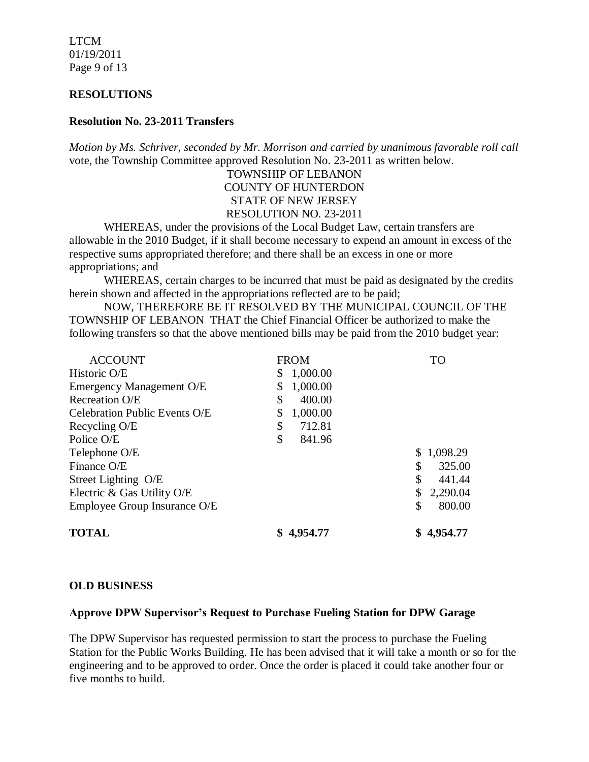## RESOLUTIONS

### Resolution No. 23-2011 Transfers

*Motion by Ms. Schriver, seconded by Mr. Morrison and carried by unanimous favorable roll call* vote, the Township Committee approved Resolution No. 23-2011 as written below.

TOWNSHIP OF LEBANON
COUNTY OF HUNTERDON
STATE OF NEW JERSEY
RESOLUTION NO. 23-2011

WHEREAS, under the provisions of the Local Budget Law, certain transfers are allowable in the 2010 Budget, if it shall become necessary to expend an amount in excess of the respective sums appropriated therefore; and there shall be an excess in one or more appropriations; and

WHEREAS, certain charges to be incurred that must be paid as designated by the credits herein shown and affected in the appropriations reflected are to be paid;

NOW, THEREFORE BE IT RESOLVED BY THE MUNICIPAL COUNCIL OF THE TOWNSHIP OF LEBANON THAT the Chief Financial Officer be authorized to make the following transfers so that the above mentioned bills may be paid from the 2010 budget year:

| ACCOUNT | FROM | TO |
|---|---|---|
| Historic O/E | $ 1,000.00 | |
| Emergency Management O/E | $ 1,000.00 | |
| Recreation O/E | $ 400.00 | |
| Celebration Public Events O/E | $ 1,000.00 | |
| Recycling O/E | $ 712.81 | |
| Police O/E | $ 841.96 | |
| Telephone O/E | | $ 1,098.29 |
| Finance O/E | | $ 325.00 |
| Street Lighting O/E | | $ 441.44 |
| Electric & Gas Utility O/E | | $ 2,290.04 |
| Employee Group Insurance O/E | | $ 800.00 |
| **TOTAL** | **$ 4,954.77** | **$ 4,954.77** |

## OLD BUSINESS

### Approve DPW Supervisor's Request to Purchase Fueling Station for DPW Garage

The DPW Supervisor has requested permission to start the process to purchase the Fueling Station for the Public Works Building. He has been advised that it will take a month or so for the engineering and to be approved to order. Once the order is placed it could take another four or five months to build.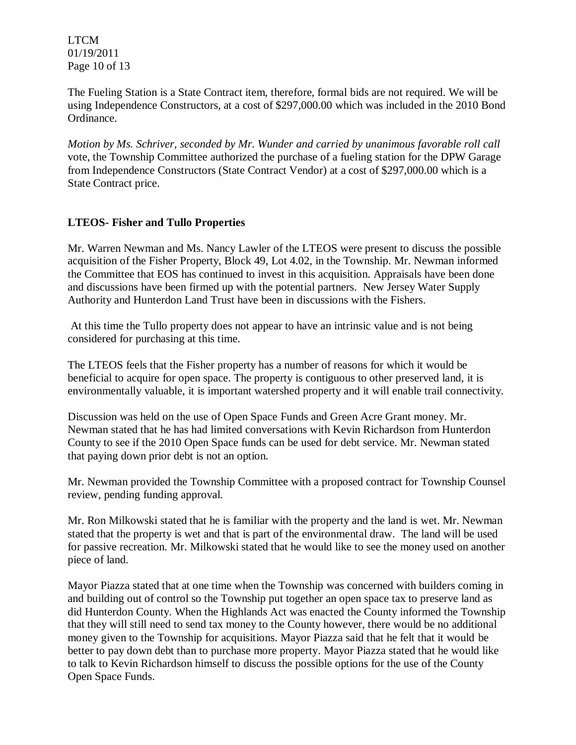The Fueling Station is a State Contract item, therefore, formal bids are not required. We will be using Independence Constructors, at a cost of $297,000.00 which was included in the 2010 Bond Ordinance.

*Motion by Ms. Schriver, seconded by Mr. Wunder and carried by unanimous favorable roll call* vote, the Township Committee authorized the purchase of a fueling station for the DPW Garage from Independence Constructors (State Contract Vendor) at a cost of $297,000.00 which is a State Contract price.

**LTEOS- Fisher and Tullo Properties**

Mr. Warren Newman and Ms. Nancy Lawler of the LTEOS were present to discuss the possible acquisition of the Fisher Property, Block 49, Lot 4.02, in the Township. Mr. Newman informed the Committee that EOS has continued to invest in this acquisition. Appraisals have been done and discussions have been firmed up with the potential partners. New Jersey Water Supply Authority and Hunterdon Land Trust have been in discussions with the Fishers.

At this time the Tullo property does not appear to have an intrinsic value and is not being considered for purchasing at this time.

The LTEOS feels that the Fisher property has a number of reasons for which it would be beneficial to acquire for open space. The property is contiguous to other preserved land, it is environmentally valuable, it is important watershed property and it will enable trail connectivity.

Discussion was held on the use of Open Space Funds and Green Acre Grant money. Mr. Newman stated that he has had limited conversations with Kevin Richardson from Hunterdon County to see if the 2010 Open Space funds can be used for debt service. Mr. Newman stated that paying down prior debt is not an option.

Mr. Newman provided the Township Committee with a proposed contract for Township Counsel review, pending funding approval.

Mr. Ron Milkowski stated that he is familiar with the property and the land is wet. Mr. Newman stated that the property is wet and that is part of the environmental draw. The land will be used for passive recreation. Mr. Milkowski stated that he would like to see the money used on another piece of land.

Mayor Piazza stated that at one time when the Township was concerned with builders coming in and building out of control so the Township put together an open space tax to preserve land as did Hunterdon County. When the Highlands Act was enacted the County informed the Township that they will still need to send tax money to the County however, there would be no additional money given to the Township for acquisitions. Mayor Piazza said that he felt that it would be better to pay down debt than to purchase more property. Mayor Piazza stated that he would like to talk to Kevin Richardson himself to discuss the possible options for the use of the County Open Space Funds.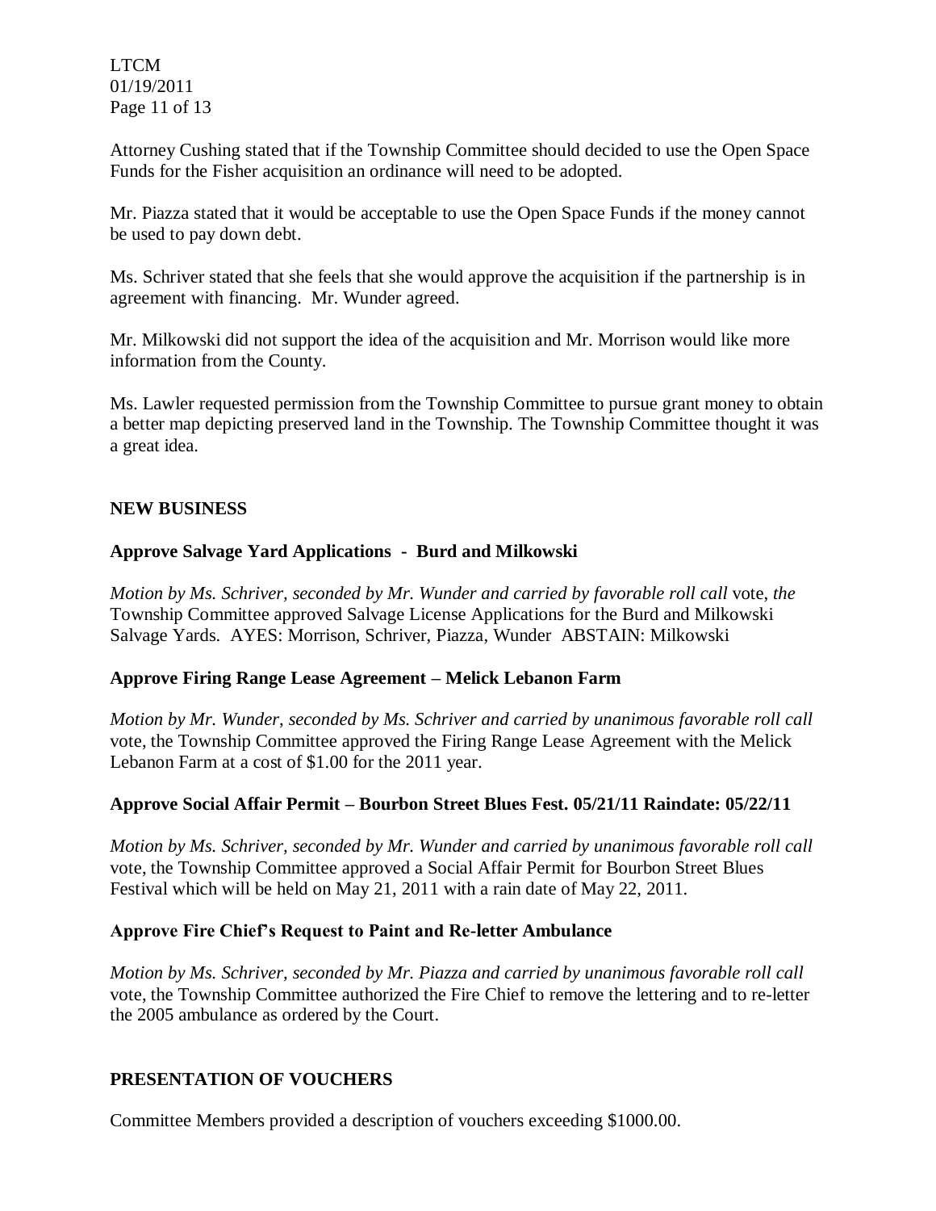Attorney Cushing stated that if the Township Committee should decided to use the Open Space Funds for the Fisher acquisition an ordinance will need to be adopted.

Mr. Piazza stated that it would be acceptable to use the Open Space Funds if the money cannot be used to pay down debt.

Ms. Schriver stated that she feels that she would approve the acquisition if the partnership is in agreement with financing. Mr. Wunder agreed.

Mr. Milkowski did not support the idea of the acquisition and Mr. Morrison would like more information from the County.

Ms. Lawler requested permission from the Township Committee to pursue grant money to obtain a better map depicting preserved land in the Township. The Township Committee thought it was a great idea.

## NEW BUSINESS

### Approve Salvage Yard Applications - Burd and Milkowski

*Motion by Ms. Schriver, seconded by Mr. Wunder and carried by favorable roll call* vote, *the* Township Committee approved Salvage License Applications for the Burd and Milkowski Salvage Yards. AYES: Morrison, Schriver, Piazza, Wunder ABSTAIN: Milkowski

### Approve Firing Range Lease Agreement – Melick Lebanon Farm

*Motion by Mr. Wunder, seconded by Ms. Schriver and carried by unanimous favorable roll call* vote, the Township Committee approved the Firing Range Lease Agreement with the Melick Lebanon Farm at a cost of $1.00 for the 2011 year.

### Approve Social Affair Permit – Bourbon Street Blues Fest. 05/21/11 Raindate: 05/22/11

*Motion by Ms. Schriver, seconded by Mr. Wunder and carried by unanimous favorable roll call* vote, the Township Committee approved a Social Affair Permit for Bourbon Street Blues Festival which will be held on May 21, 2011 with a rain date of May 22, 2011.

### Approve Fire Chief's Request to Paint and Re-letter Ambulance

*Motion by Ms. Schriver, seconded by Mr. Piazza and carried by unanimous favorable roll call* vote, the Township Committee authorized the Fire Chief to remove the lettering and to re-letter the 2005 ambulance as ordered by the Court.

## PRESENTATION OF VOUCHERS

Committee Members provided a description of vouchers exceeding $1000.00.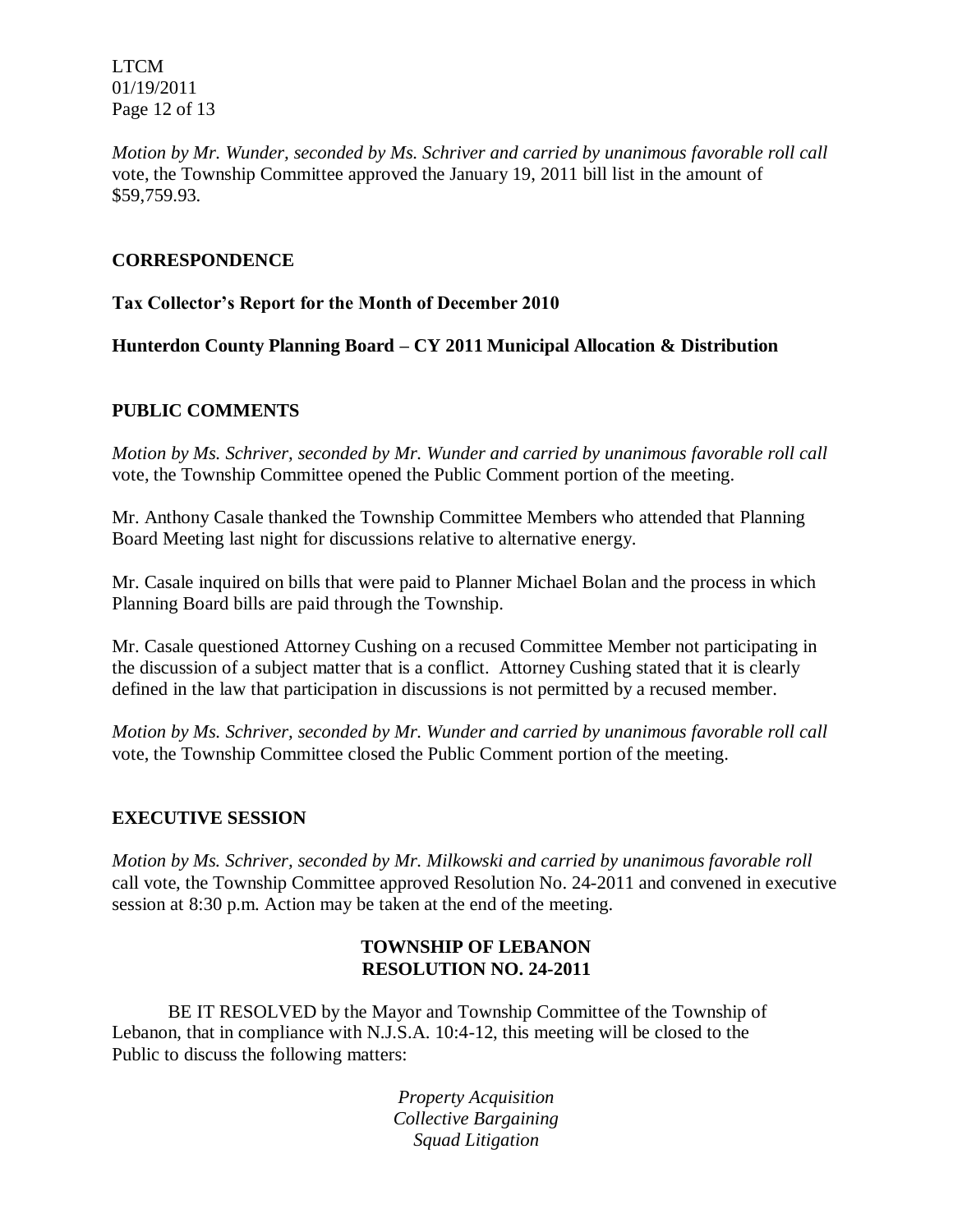*Motion by Mr. Wunder, seconded by Ms. Schriver and carried by unanimous favorable roll call* vote, the Township Committee approved the January 19, 2011 bill list in the amount of $59,759.93.

## CORRESPONDENCE

**Tax Collector's Report for the Month of December 2010**

**Hunterdon County Planning Board – CY 2011 Municipal Allocation & Distribution**

## PUBLIC COMMENTS

*Motion by Ms. Schriver, seconded by Mr. Wunder and carried by unanimous favorable roll call* vote, the Township Committee opened the Public Comment portion of the meeting.

Mr. Anthony Casale thanked the Township Committee Members who attended that Planning Board Meeting last night for discussions relative to alternative energy.

Mr. Casale inquired on bills that were paid to Planner Michael Bolan and the process in which Planning Board bills are paid through the Township.

Mr. Casale questioned Attorney Cushing on a recused Committee Member not participating in the discussion of a subject matter that is a conflict. Attorney Cushing stated that it is clearly defined in the law that participation in discussions is not permitted by a recused member.

*Motion by Ms. Schriver, seconded by Mr. Wunder and carried by unanimous favorable roll call* vote, the Township Committee closed the Public Comment portion of the meeting.

## EXECUTIVE SESSION

*Motion by Ms. Schriver, seconded by Mr. Milkowski and carried by unanimous favorable roll* call vote, the Township Committee approved Resolution No. 24-2011 and convened in executive session at 8:30 p.m. Action may be taken at the end of the meeting.

**TOWNSHIP OF LEBANON**
**RESOLUTION NO. 24-2011**

BE IT RESOLVED by the Mayor and Township Committee of the Township of Lebanon, that in compliance with N.J.S.A. 10:4-12, this meeting will be closed to the Public to discuss the following matters:

*Property Acquisition*
*Collective Bargaining*
*Squad Litigation*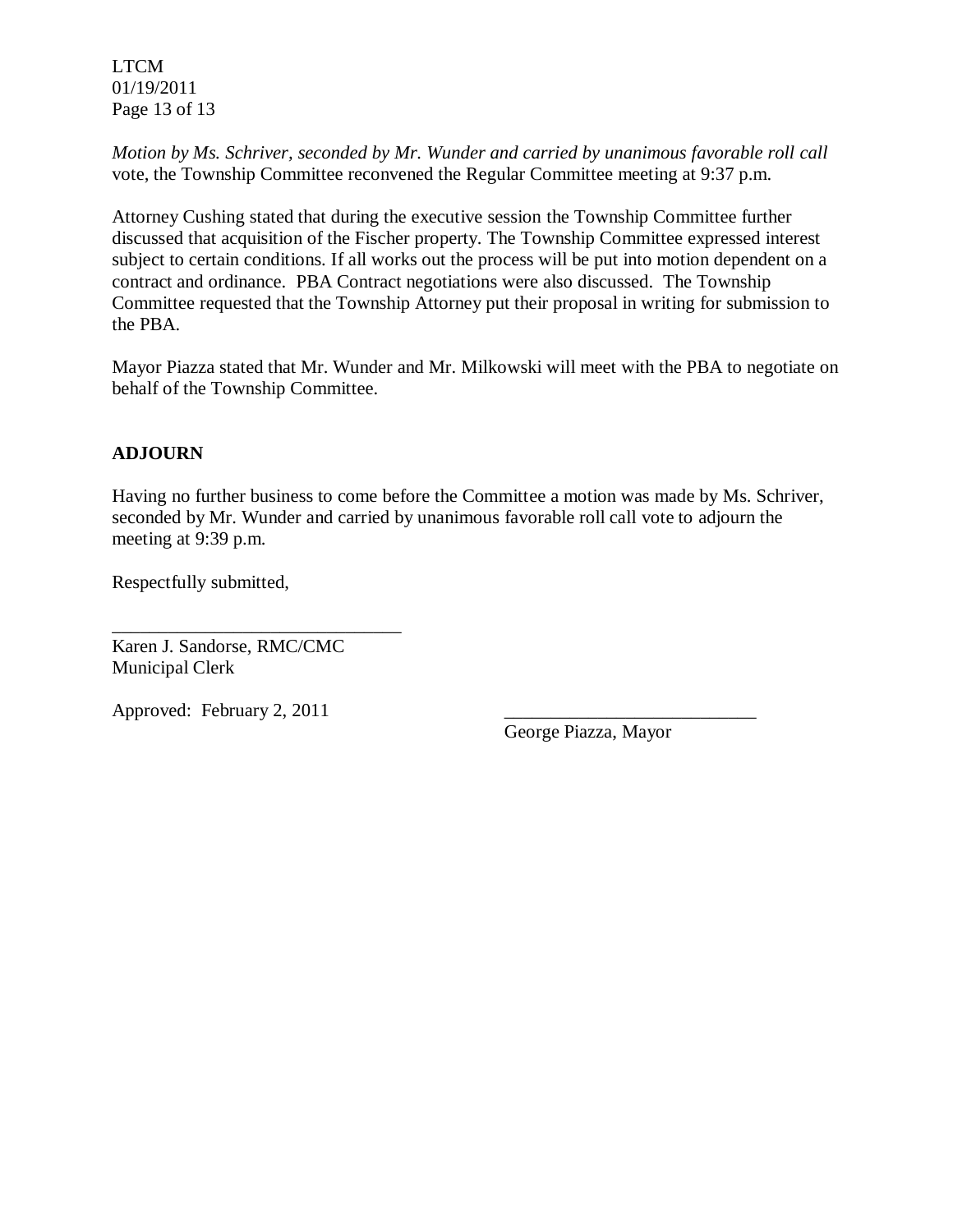*Motion by Ms. Schriver, seconded by Mr. Wunder and carried by unanimous favorable roll call* vote, the Township Committee reconvened the Regular Committee meeting at 9:37 p.m.

Attorney Cushing stated that during the executive session the Township Committee further discussed that acquisition of the Fischer property. The Township Committee expressed interest subject to certain conditions. If all works out the process will be put into motion dependent on a contract and ordinance. PBA Contract negotiations were also discussed. The Township Committee requested that the Township Attorney put their proposal in writing for submission to the PBA.

Mayor Piazza stated that Mr. Wunder and Mr. Milkowski will meet with the PBA to negotiate on behalf of the Township Committee.

**ADJOURN**

Having no further business to come before the Committee a motion was made by Ms. Schriver, seconded by Mr. Wunder and carried by unanimous favorable roll call vote to adjourn the meeting at 9:39 p.m.

Respectfully submitted,

________________________________
Karen J. Sandorse, RMC/CMC
Municipal Clerk

Approved: February 2, 2011

________________________________
George Piazza, Mayor